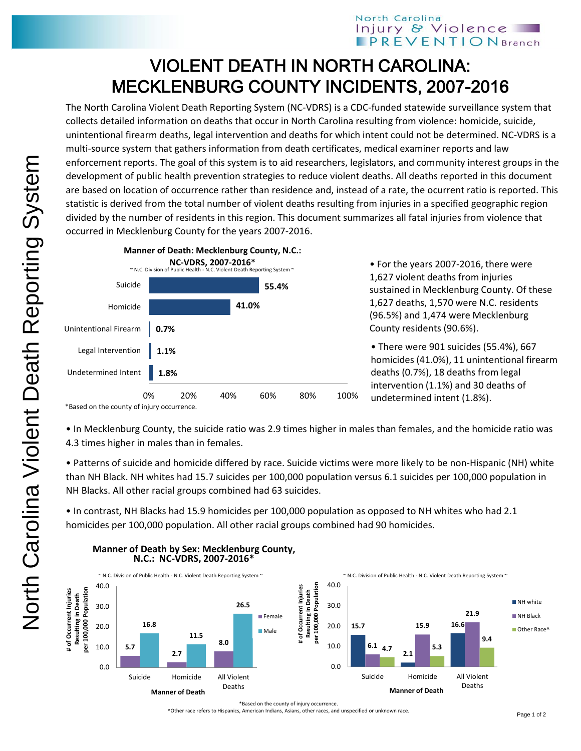North Carolina Injury & Violence PREVENTION Branch

# VIOLENT DEATH IN NORTH CAROLINA: MECKLENBURG COUNTY INCIDENTS, 2007-2016

The North Carolina Violent Death Reporting System (NC-VDRS) is a CDC-funded statewide surveillance system that collects detailed information on deaths that occur in North Carolina resulting from violence: homicide, suicide, unintentional firearm deaths, legal intervention and deaths for which intent could not be determined. NC-VDRS is a multi-source system that gathers information from death certificates, medical examiner reports and law enforcement reports. The goal of this system is to aid researchers, legislators, and community interest groups in the development of public health prevention strategies to reduce violent deaths. All deaths reported in this document are based on location of occurrence rather than residence and, instead of a rate, the ocurrent ratio is reported. This statistic is derived from the total number of violent deaths resulting from injuries in a specified geographic region divided by the number of residents in this region. This document summarizes all fatal injuries from violence that occurred in Mecklenburg County for the years 2007-2016.

**Manner of Death: Mecklenburg County, N.C.: NC-VDRS, 2007-2016***

~ N.C. Division of Public Health - N.C. Violent Death Reporting System ~

| Manner of Death | Percent |
|---|---|
| Suicide | 55.4% |
| Homicide | 41.0% |
| Unintentional Firearm | 0.7% |
| Legal Intervention | 1.1% |
| Undetermined Intent | 1.8% |

*Based on the county of injury occurrence.

- For the years 2007-2016, there were 1,627 violent deaths from injuries sustained in Mecklenburg County. Of these 1,627 deaths, 1,570 were N.C. residents (96.5%) and 1,474 were Mecklenburg County residents (90.6%).
- There were 901 suicides (55.4%), 667 homicides (41.0%), 11 unintentional firearm deaths (0.7%), 18 deaths from legal intervention (1.1%) and 30 deaths of undetermined intent (1.8%).
- In Mecklenburg County, the suicide ratio was 2.9 times higher in males than females, and the homicide ratio was 4.3 times higher in males than in females.
- Patterns of suicide and homicide differed by race. Suicide victims were more likely to be non-Hispanic (NH) white than NH Black. NH whites had 15.7 suicides per 100,000 population versus 6.1 suicides per 100,000 population in NH Blacks. All other racial groups combined had 63 suicides.
- In contrast, NH Blacks had 15.9 homicides per 100,000 population as opposed to NH whites who had 2.1 homicides per 100,000 population. All other racial groups combined had 90 homicides.

**Manner of Death by Sex: Mecklenburg County, N.C.: NC-VDRS, 2007-2016***

~ N.C. Division of Public Health - N.C. Violent Death Reporting System ~

# of Occurrent Injuries Resulting in Death per 100,000 Population

| Manner of Death | Female | Male |
|---|---|---|
| Suicide | 5.7 | 16.8 |
| Homicide | 2.7 | 11.5 |
| All Violent Deaths | 8.0 | 26.5 |

~ N.C. Division of Public Health - N.C. Violent Death Reporting System ~

# of Occurrent Injuries Resulting in Death per 100,000 Population

| Manner of Death | NH white | NH Black | Other Race^ |
|---|---|---|---|
| Suicide | 15.7 | 6.1 | 4.7 |
| Homicide | 2.1 | 15.9 | 5.3 |
| All Violent Deaths | 16.6 | 21.9 | 9.4 |

*Based on the county of injury occurrence.

^Other race refers to Hispanics, American Indians, Asians, other races, and unspecified or unknown race.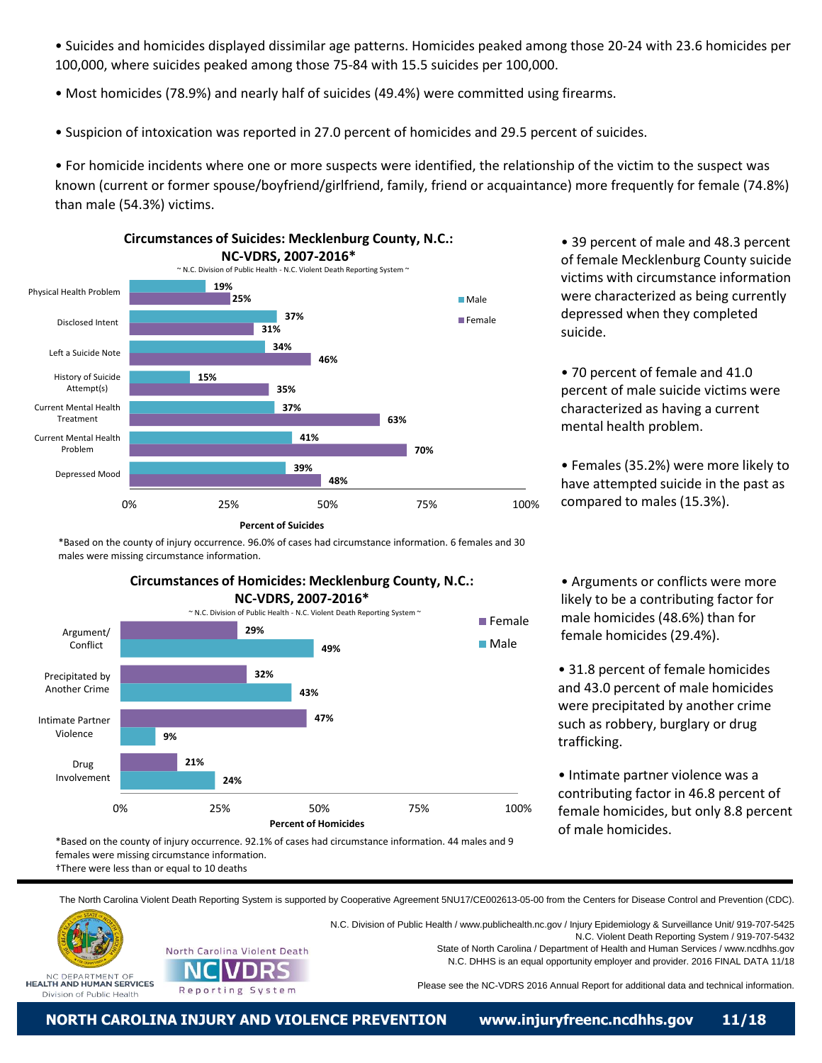• Suicides and homicides displayed dissimilar age patterns. Homicides peaked among those 20-24 with 23.6 homicides per 100,000, where suicides peaked among those 75-84 with 15.5 suicides per 100,000.

• Most homicides (78.9%) and nearly half of suicides (49.4%) were committed using firearms.

• Suspicion of intoxication was reported in 27.0 percent of homicides and 29.5 percent of suicides.

• For homicide incidents where one or more suspects were identified, the relationship of the victim to the suspect was known (current or former spouse/boyfriend/girlfriend, family, friend or acquaintance) more frequently for female (74.8%) than male (54.3%) victims.

**Circumstances of Suicides: Mecklenburg County, N.C.: NC-VDRS, 2007-2016***

~ N.C. Division of Public Health - N.C. Violent Death Reporting System ~

Male
Female

Physical Health Problem: 19%, 25%
Disclosed Intent: 37%, 31%
Left a Suicide Note: 34%, 46%
History of Suicide Attempt(s): 15%, 35%
Current Mental Health Treatment: 37%, 63%
Current Mental Health Problem: 41%, 70%
Depressed Mood: 39%, 48%

0% 25% 50% 75% 100%

Percent of Suicides

*Based on the county of injury occurrence. 96.0% of cases had circumstance information. 6 females and 30 males were missing circumstance information.

• 39 percent of male and 48.3 percent of female Mecklenburg County suicide victims with circumstance information were characterized as being currently depressed when they completed suicide.

• 70 percent of female and 41.0 percent of male suicide victims were characterized as having a current mental health problem.

• Females (35.2%) were more likely to have attempted suicide in the past as compared to males (15.3%).

**Circumstances of Homicides: Mecklenburg County, N.C.: NC-VDRS, 2007-2016***

~ N.C. Division of Public Health - N.C. Violent Death Reporting System ~

Female
Male

Argument/ Conflict: 29%, 49%
Precipitated by Another Crime: 32%, 43%
Intimate Partner Violence: 47%, 9%
Drug Involvement: 21%, 24%

0% 25% 50% 75% 100%

Percent of Homicides

*Based on the county of injury occurrence. 92.1% of cases had circumstance information. 44 males and 9 females were missing circumstance information.
†There were less than or equal to 10 deaths

• Arguments or conflicts were more likely to be a contributing factor for male homicides (48.6%) than for female homicides (29.4%).

• 31.8 percent of female homicides and 43.0 percent of male homicides were precipitated by another crime such as robbery, burglary or drug trafficking.

• Intimate partner violence was a contributing factor in 46.8 percent of female homicides, but only 8.8 percent of male homicides.

The North Carolina Violent Death Reporting System is supported by Cooperative Agreement 5NU17/CE002613-05-00 from the Centers for Disease Control and Prevention (CDC).

NC DEPARTMENT OF HEALTH AND HUMAN SERVICES
Division of Public Health

North Carolina Violent Death NC VDRS Reporting System

N.C. Division of Public Health / www.publichealth.nc.gov / Injury Epidemiology & Surveillance Unit/ 919-707-5425
N.C. Violent Death Reporting System / 919-707-5432
State of North Carolina / Department of Health and Human Services / www.ncdhhs.gov
N.C. DHHS is an equal opportunity employer and provider. 2016 FINAL DATA 11/18

Please see the NC-VDRS 2016 Annual Report for additional data and technical information.

NORTH CAROLINA INJURY AND VIOLENCE PREVENTION www.injuryfreenc.ncdhhs.gov